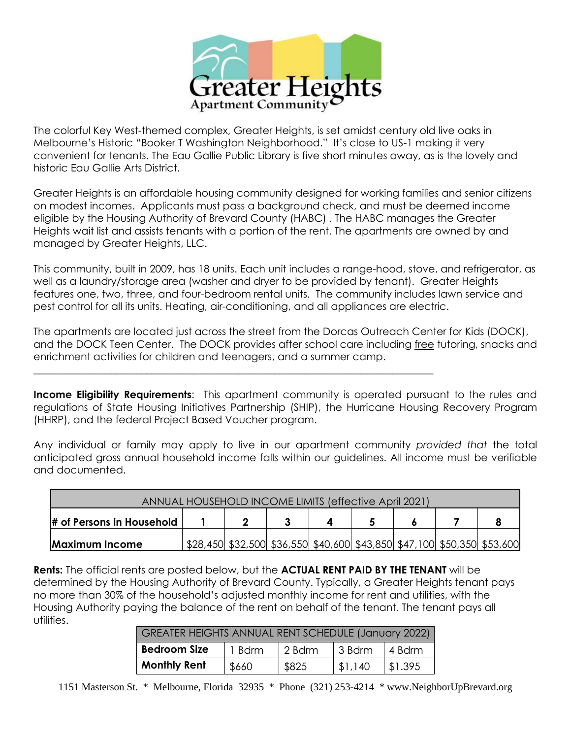# Greater Heights
Apartment Community

The colorful Key West-themed complex, Greater Heights, is set amidst century old live oaks in Melbourne's Historic "Booker T Washington Neighborhood." It's close to US-1 making it very convenient for tenants. The Eau Gallie Public Library is five short minutes away, as is the lovely and historic Eau Gallie Arts District.

Greater Heights is an affordable housing community designed for working families and senior citizens on modest incomes. Applicants must pass a background check, and must be deemed income eligible by the Housing Authority of Brevard County (HABC) . The HABC manages the Greater Heights wait list and assists tenants with a portion of the rent. The apartments are owned by and managed by Greater Heights, LLC.

This community, built in 2009, has 18 units. Each unit includes a range-hood, stove, and refrigerator, as well as a laundry/storage area (washer and dryer to be provided by tenant). Greater Heights features one, two, three, and four-bedroom rental units. The community includes lawn service and pest control for all its units. Heating, air-conditioning, and all appliances are electric.

The apartments are located just across the street from the Dorcas Outreach Center for Kids (DOCK), and the DOCK Teen Center. The DOCK provides after school care including free tutoring, snacks and enrichment activities for children and teenagers, and a summer camp.

---

**Income Eligibility Requirements**: This apartment community is operated pursuant to the rules and regulations of State Housing Initiatives Partnership (SHIP), the Hurricane Housing Recovery Program (HHRP), and the federal Project Based Voucher program.

Any individual or family may apply to live in our apartment community *provided that* the total anticipated gross annual household income falls within our guidelines. All income must be verifiable and documented.

| ANNUAL HOUSEHOLD INCOME LIMITS (effective April 2021) | | | | | | | | |
|---|---|---|---|---|---|---|---|---|
| **# of Persons in Household** | **1** | **2** | **3** | **4** | **5** | **6** | **7** | **8** |
| **Maximum Income** | $28,450 | $32,500 | $36,550 | $40,600 | $43,850 | $47,100 | $50,350 | $53,600 |

**Rents:** The official rents are posted below, but the **ACTUAL RENT PAID BY THE TENANT** will be determined by the Housing Authority of Brevard County. Typically, a Greater Heights tenant pays no more than 30% of the household's adjusted monthly income for rent and utilities, with the Housing Authority paying the balance of the rent on behalf of the tenant. The tenant pays all utilities.

| GREATER HEIGHTS ANNUAL RENT SCHEDULE (January 2022) | | | | |
|---|---|---|---|---|
| **Bedroom Size** | 1 Bdrm | 2 Bdrm | 3 Bdrm | 4 Bdrm |
| **Monthly Rent** | $660 | $825 | $1,140 | $1.395 |

1151 Masterson St. * Melbourne, Florida 32935 * Phone (321) 253-4214 * www.NeighborUpBrevard.org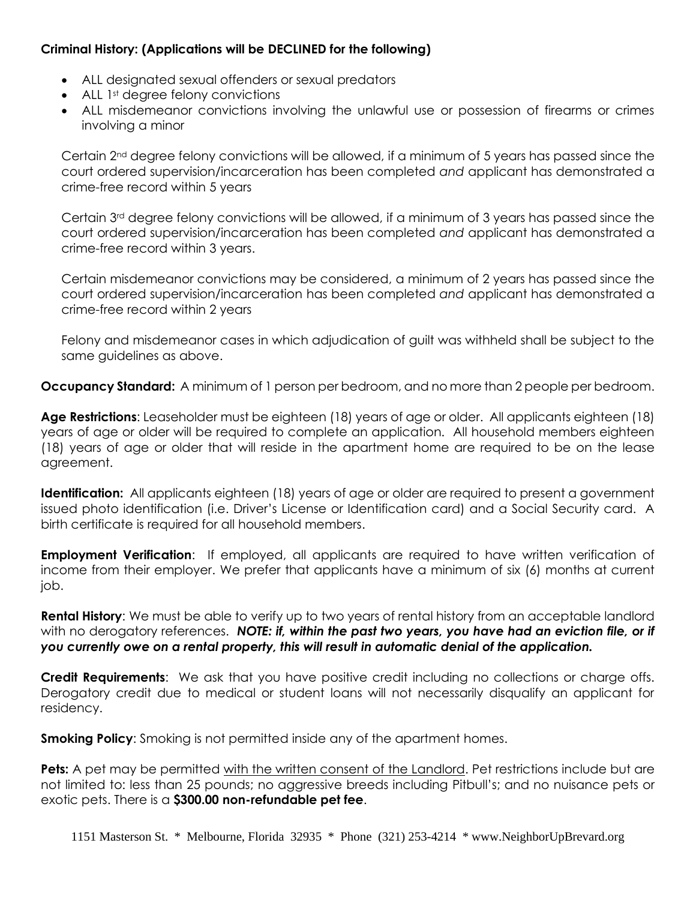**Criminal History: (Applications will be DECLINED for the following)**

- ALL designated sexual offenders or sexual predators
- ALL 1st degree felony convictions
- ALL misdemeanor convictions involving the unlawful use or possession of firearms or crimes involving a minor

Certain 2nd degree felony convictions will be allowed, if a minimum of 5 years has passed since the court ordered supervision/incarceration has been completed *and* applicant has demonstrated a crime-free record within 5 years

Certain 3rd degree felony convictions will be allowed, if a minimum of 3 years has passed since the court ordered supervision/incarceration has been completed *and* applicant has demonstrated a crime-free record within 3 years.

Certain misdemeanor convictions may be considered, a minimum of 2 years has passed since the court ordered supervision/incarceration has been completed *and* applicant has demonstrated a crime-free record within 2 years

Felony and misdemeanor cases in which adjudication of guilt was withheld shall be subject to the same guidelines as above.

**Occupancy Standard:** A minimum of 1 person per bedroom, and no more than 2 people per bedroom.

**Age Restrictions**: Leaseholder must be eighteen (18) years of age or older. All applicants eighteen (18) years of age or older will be required to complete an application. All household members eighteen (18) years of age or older that will reside in the apartment home are required to be on the lease agreement.

**Identification:** All applicants eighteen (18) years of age or older are required to present a government issued photo identification (i.e. Driver's License or Identification card) and a Social Security card. A birth certificate is required for all household members.

**Employment Verification**: If employed, all applicants are required to have written verification of income from their employer. We prefer that applicants have a minimum of six (6) months at current job.

**Rental History**: We must be able to verify up to two years of rental history from an acceptable landlord with no derogatory references. ***NOTE: if, within the past two years, you have had an eviction file, or if you currently owe on a rental property, this will result in automatic denial of the application.***

**Credit Requirements**: We ask that you have positive credit including no collections or charge offs. Derogatory credit due to medical or student loans will not necessarily disqualify an applicant for residency.

**Smoking Policy**: Smoking is not permitted inside any of the apartment homes.

**Pets:** A pet may be permitted <u>with the written consent of the Landlord</u>. Pet restrictions include but are not limited to: less than 25 pounds; no aggressive breeds including Pitbull's; and no nuisance pets or exotic pets. There is a **$300.00 non-refundable pet fee**.

1151 Masterson St. * Melbourne, Florida 32935 * Phone (321) 253-4214 * www.NeighborUpBrevard.org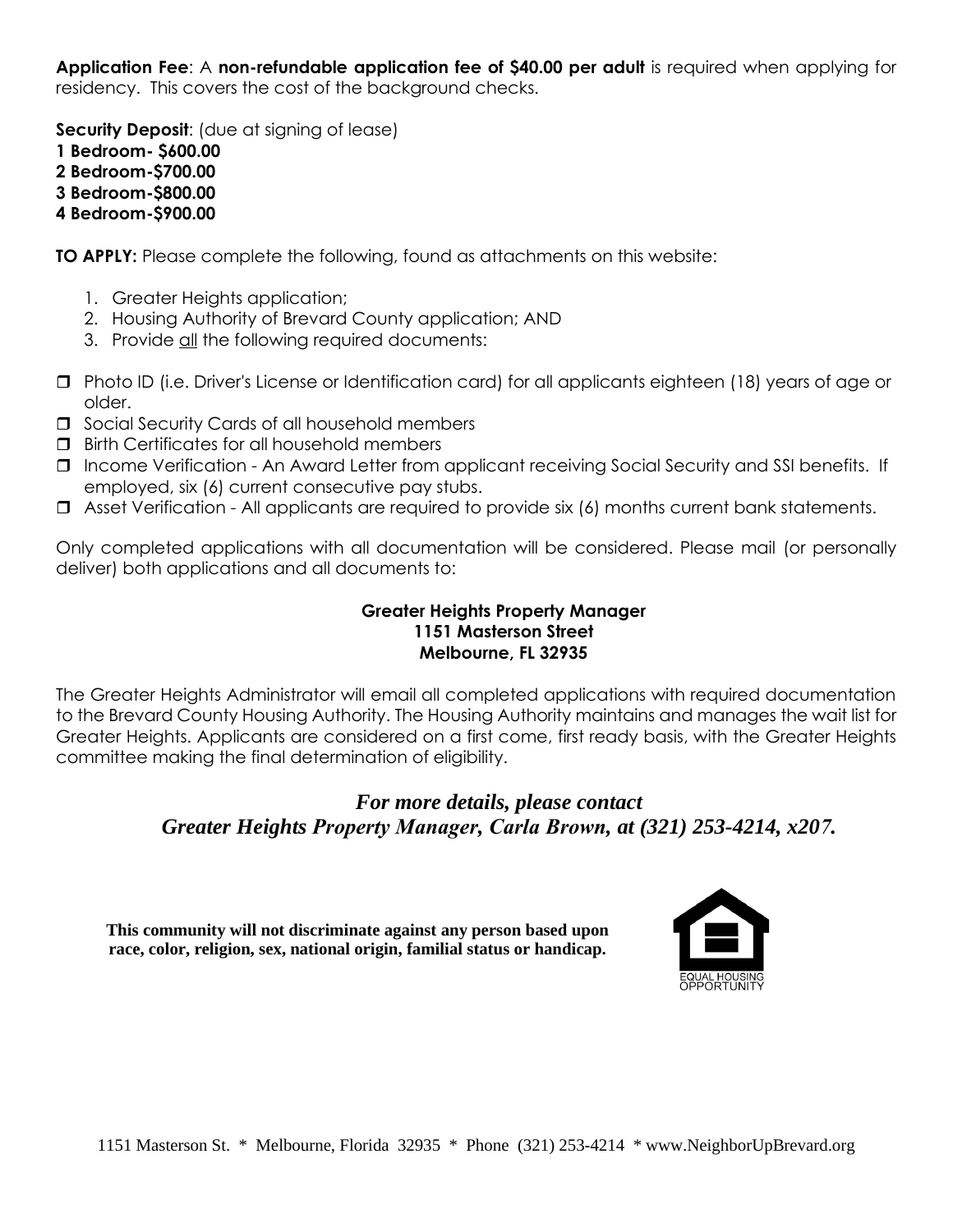**Application Fee**: A **non-refundable application fee of $40.00 per adult** is required when applying for residency. This covers the cost of the background checks.

**Security Deposit**: (due at signing of lease)
**1 Bedroom- $600.00**
**2 Bedroom-$700.00**
**3 Bedroom-$800.00**
**4 Bedroom-$900.00**

**TO APPLY:** Please complete the following, found as attachments on this website:

1. Greater Heights application;
2. Housing Authority of Brevard County application; AND
3. Provide all the following required documents:

- ☐ Photo ID (i.e. Driver's License or Identification card) for all applicants eighteen (18) years of age or older.
- ☐ Social Security Cards of all household members
- ☐ Birth Certificates for all household members
- ☐ Income Verification - An Award Letter from applicant receiving Social Security and SSI benefits. If employed, six (6) current consecutive pay stubs.
- ☐ Asset Verification - All applicants are required to provide six (6) months current bank statements.

Only completed applications with all documentation will be considered. Please mail (or personally deliver) both applications and all documents to:

**Greater Heights Property Manager**
**1151 Masterson Street**
**Melbourne, FL 32935**

The Greater Heights Administrator will email all completed applications with required documentation to the Brevard County Housing Authority. The Housing Authority maintains and manages the wait list for Greater Heights. Applicants are considered on a first come, first ready basis, with the Greater Heights committee making the final determination of eligibility.

***For more details, please contact***
***Greater Heights Property Manager, Carla Brown, at (321) 253-4214, x207.***

**This community will not discriminate against any person based upon race, color, religion, sex, national origin, familial status or handicap.**

EQUAL HOUSING OPPORTUNITY

1151 Masterson St. * Melbourne, Florida 32935 * Phone (321) 253-4214 * www.NeighborUpBrevard.org